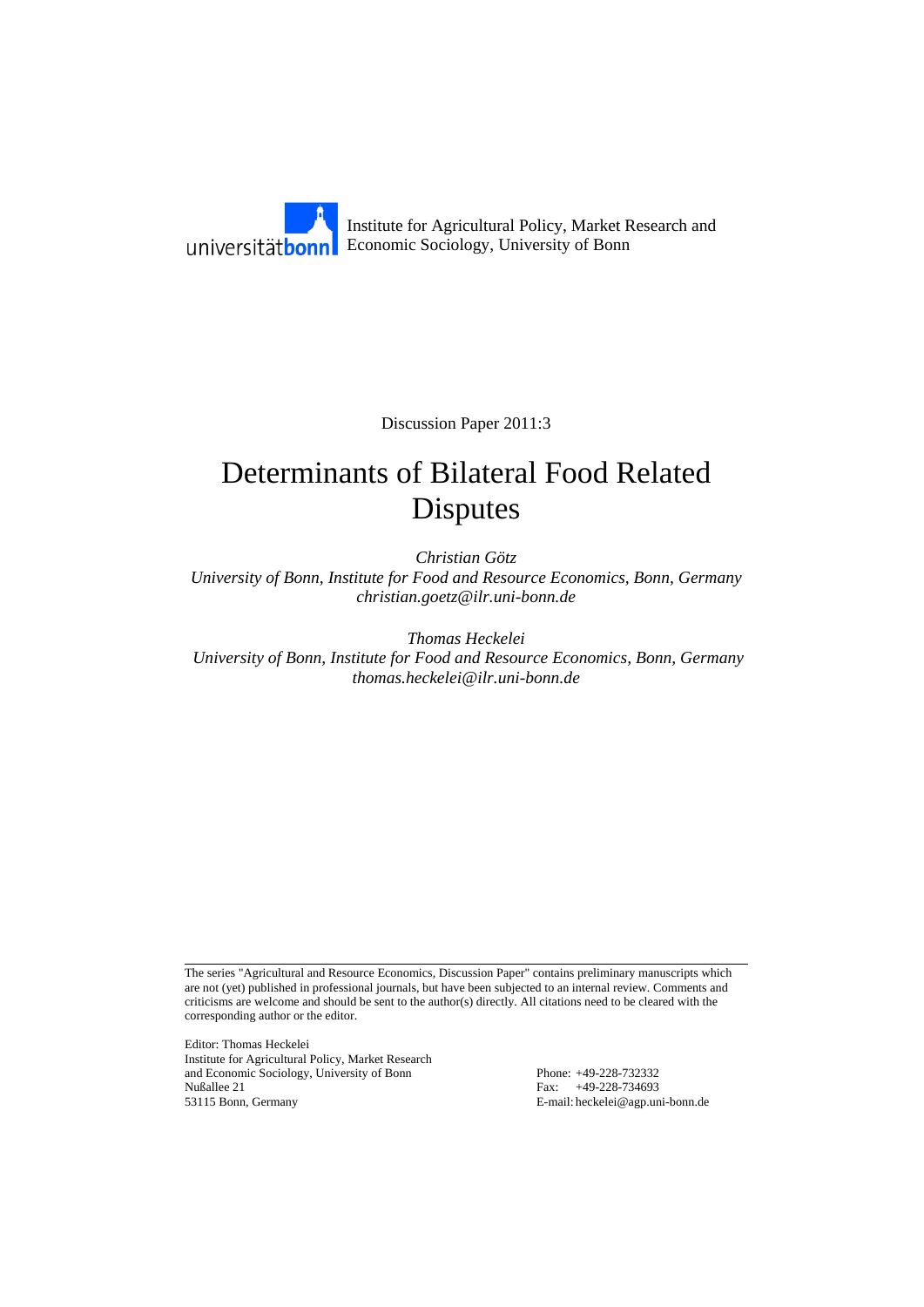Institute for Agricultural Policy, Market Research and Economic Sociology, University of Bonn

Discussion Paper 2011:3

# Determinants of Bilateral Food Related Disputes

*Christian Götz*
*University of Bonn, Institute for Food and Resource Economics, Bonn, Germany*
*christian.goetz@ilr.uni-bonn.de*

*Thomas Heckelei*
*University of Bonn, Institute for Food and Resource Economics, Bonn, Germany*
*thomas.heckelei@ilr.uni-bonn.de*

---

The series "Agricultural and Resource Economics, Discussion Paper" contains preliminary manuscripts which are not (yet) published in professional journals, but have been subjected to an internal review. Comments and criticisms are welcome and should be sent to the author(s) directly. All citations need to be cleared with the corresponding author or the editor.

Editor: Thomas Heckelei
Institute for Agricultural Policy, Market Research
and Economic Sociology, University of Bonn
Nußallee 21
53115 Bonn, Germany

Phone: +49-228-732332
Fax: +49-228-734693
E-mail: heckelei@agp.uni-bonn.de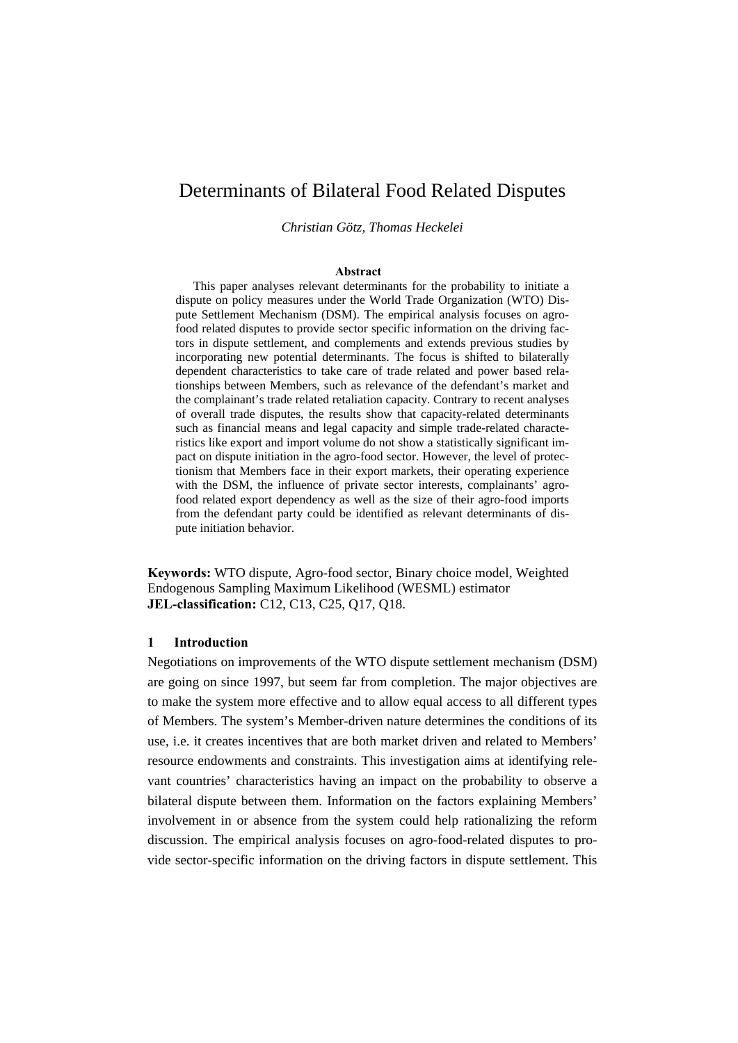# Determinants of Bilateral Food Related Disputes

*Christian Götz, Thomas Heckelei*

**Abstract**

This paper analyses relevant determinants for the probability to initiate a dispute on policy measures under the World Trade Organization (WTO) Dispute Settlement Mechanism (DSM). The empirical analysis focuses on agro-food related disputes to provide sector specific information on the driving factors in dispute settlement, and complements and extends previous studies by incorporating new potential determinants. The focus is shifted to bilaterally dependent characteristics to take care of trade related and power based relationships between Members, such as relevance of the defendant's market and the complainant's trade related retaliation capacity. Contrary to recent analyses of overall trade disputes, the results show that capacity-related determinants such as financial means and legal capacity and simple trade-related characteristics like export and import volume do not show a statistically significant impact on dispute initiation in the agro-food sector. However, the level of protectionism that Members face in their export markets, their operating experience with the DSM, the influence of private sector interests, complainants' agro-food related export dependency as well as the size of their agro-food imports from the defendant party could be identified as relevant determinants of dispute initiation behavior.

**Keywords:** WTO dispute, Agro-food sector, Binary choice model, Weighted Endogenous Sampling Maximum Likelihood (WESML) estimator
**JEL-classification:** C12, C13, C25, Q17, Q18.

## 1 Introduction

Negotiations on improvements of the WTO dispute settlement mechanism (DSM) are going on since 1997, but seem far from completion. The major objectives are to make the system more effective and to allow equal access to all different types of Members. The system's Member-driven nature determines the conditions of its use, i.e. it creates incentives that are both market driven and related to Members' resource endowments and constraints. This investigation aims at identifying relevant countries' characteristics having an impact on the probability to observe a bilateral dispute between them. Information on the factors explaining Members' involvement in or absence from the system could help rationalizing the reform discussion. The empirical analysis focuses on agro-food-related disputes to provide sector-specific information on the driving factors in dispute settlement. This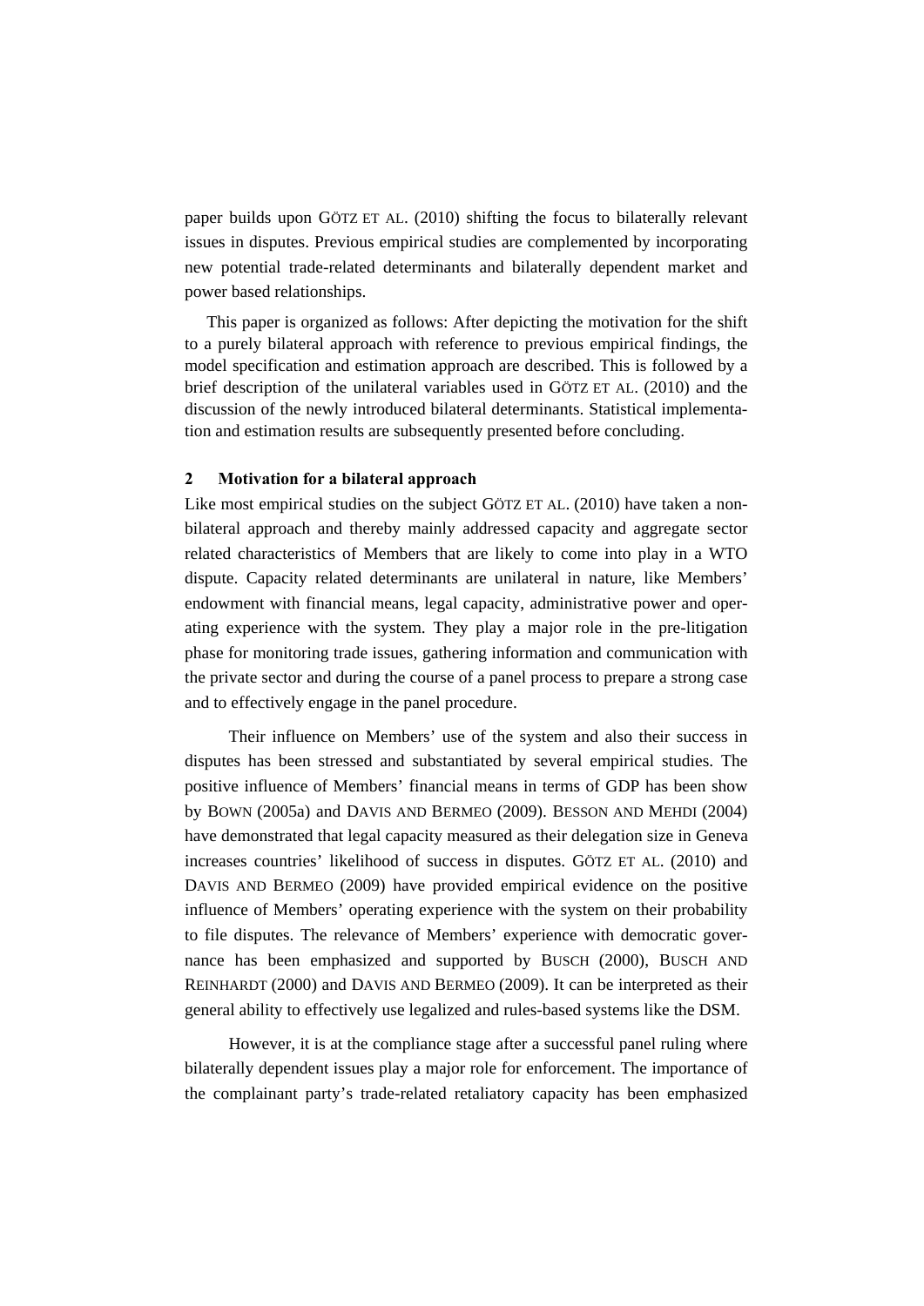paper builds upon GÖTZ ET AL. (2010) shifting the focus to bilaterally relevant issues in disputes. Previous empirical studies are complemented by incorporating new potential trade-related determinants and bilaterally dependent market and power based relationships.

This paper is organized as follows: After depicting the motivation for the shift to a purely bilateral approach with reference to previous empirical findings, the model specification and estimation approach are described. This is followed by a brief description of the unilateral variables used in GÖTZ ET AL. (2010) and the discussion of the newly introduced bilateral determinants. Statistical implementation and estimation results are subsequently presented before concluding.

## 2 Motivation for a bilateral approach

Like most empirical studies on the subject GÖTZ ET AL. (2010) have taken a non-bilateral approach and thereby mainly addressed capacity and aggregate sector related characteristics of Members that are likely to come into play in a WTO dispute. Capacity related determinants are unilateral in nature, like Members' endowment with financial means, legal capacity, administrative power and operating experience with the system. They play a major role in the pre-litigation phase for monitoring trade issues, gathering information and communication with the private sector and during the course of a panel process to prepare a strong case and to effectively engage in the panel procedure.

Their influence on Members' use of the system and also their success in disputes has been stressed and substantiated by several empirical studies. The positive influence of Members' financial means in terms of GDP has been show by BOWN (2005a) and DAVIS AND BERMEO (2009). BESSON AND MEHDI (2004) have demonstrated that legal capacity measured as their delegation size in Geneva increases countries' likelihood of success in disputes. GÖTZ ET AL. (2010) and DAVIS AND BERMEO (2009) have provided empirical evidence on the positive influence of Members' operating experience with the system on their probability to file disputes. The relevance of Members' experience with democratic governance has been emphasized and supported by BUSCH (2000), BUSCH AND REINHARDT (2000) and DAVIS AND BERMEO (2009). It can be interpreted as their general ability to effectively use legalized and rules-based systems like the DSM.

However, it is at the compliance stage after a successful panel ruling where bilaterally dependent issues play a major role for enforcement. The importance of the complainant party's trade-related retaliatory capacity has been emphasized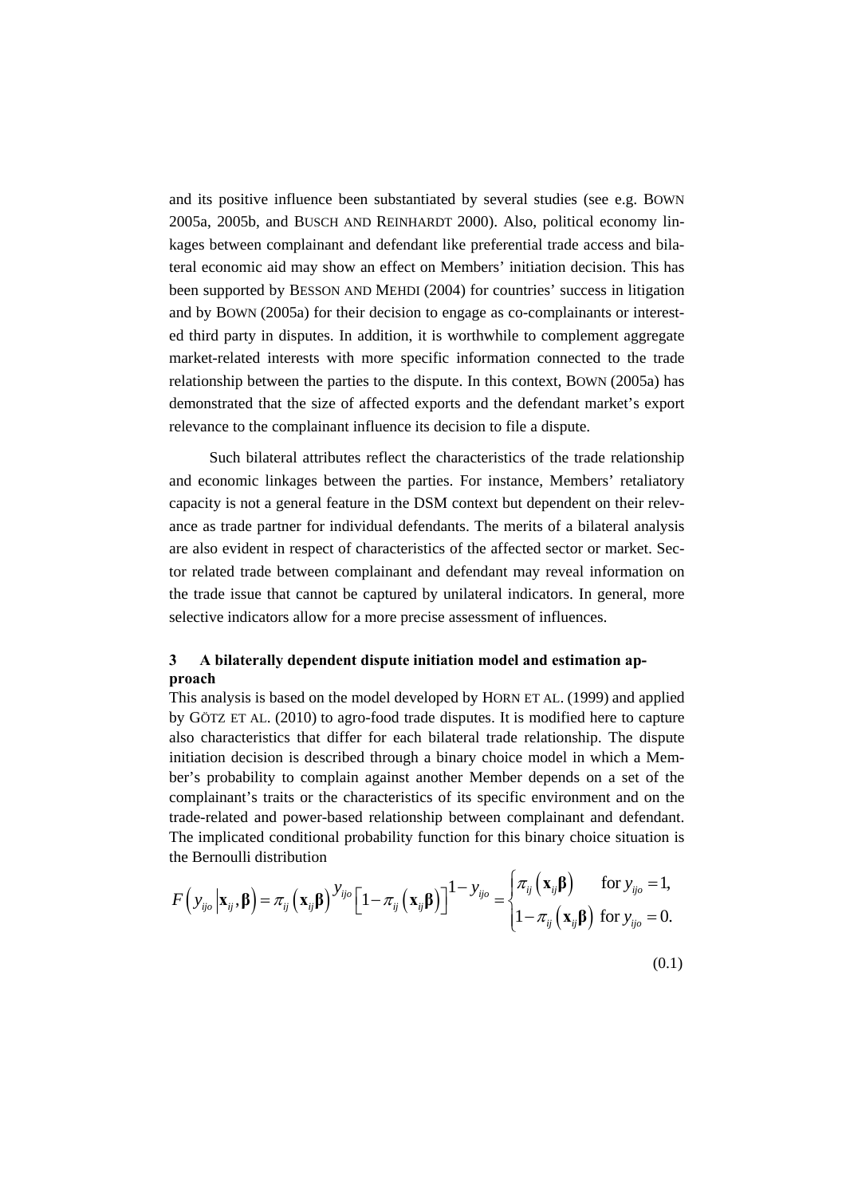and its positive influence been substantiated by several studies (see e.g. BOWN 2005a, 2005b, and BUSCH AND REINHARDT 2000). Also, political economy linkages between complainant and defendant like preferential trade access and bilateral economic aid may show an effect on Members' initiation decision. This has been supported by BESSON AND MEHDI (2004) for countries' success in litigation and by BOWN (2005a) for their decision to engage as co-complainants or interested third party in disputes. In addition, it is worthwhile to complement aggregate market-related interests with more specific information connected to the trade relationship between the parties to the dispute. In this context, BOWN (2005a) has demonstrated that the size of affected exports and the defendant market's export relevance to the complainant influence its decision to file a dispute.

Such bilateral attributes reflect the characteristics of the trade relationship and economic linkages between the parties. For instance, Members' retaliatory capacity is not a general feature in the DSM context but dependent on their relevance as trade partner for individual defendants. The merits of a bilateral analysis are also evident in respect of characteristics of the affected sector or market. Sector related trade between complainant and defendant may reveal information on the trade issue that cannot be captured by unilateral indicators. In general, more selective indicators allow for a more precise assessment of influences.

## 3 A bilaterally dependent dispute initiation model and estimation approach

This analysis is based on the model developed by HORN ET AL. (1999) and applied by GÖTZ ET AL. (2010) to agro-food trade disputes. It is modified here to capture also characteristics that differ for each bilateral trade relationship. The dispute initiation decision is described through a binary choice model in which a Member's probability to complain against another Member depends on a set of the complainant's traits or the characteristics of its specific environment and on the trade-related and power-based relationship between complainant and defendant. The implicated conditional probability function for this binary choice situation is the Bernoulli distribution

$$F\left(y_{ijo}\left|\mathbf{x}_{ij},\boldsymbol{\beta}\right.\right)=\pi_{ij}\left(\mathbf{x}_{ij}\boldsymbol{\beta}\right)^{y_{ijo}}\left[1-\pi_{ij}\left(\mathbf{x}_{ij}\boldsymbol{\beta}\right)\right]^{1-y_{ijo}}=\begin{cases}\pi_{ij}\left(\mathbf{x}_{ij}\boldsymbol{\beta}\right) & \text{for } y_{ijo}=1,\\ 1-\pi_{ij}\left(\mathbf{x}_{ij}\boldsymbol{\beta}\right) & \text{for } y_{ijo}=0.\end{cases} \tag{0.1}$$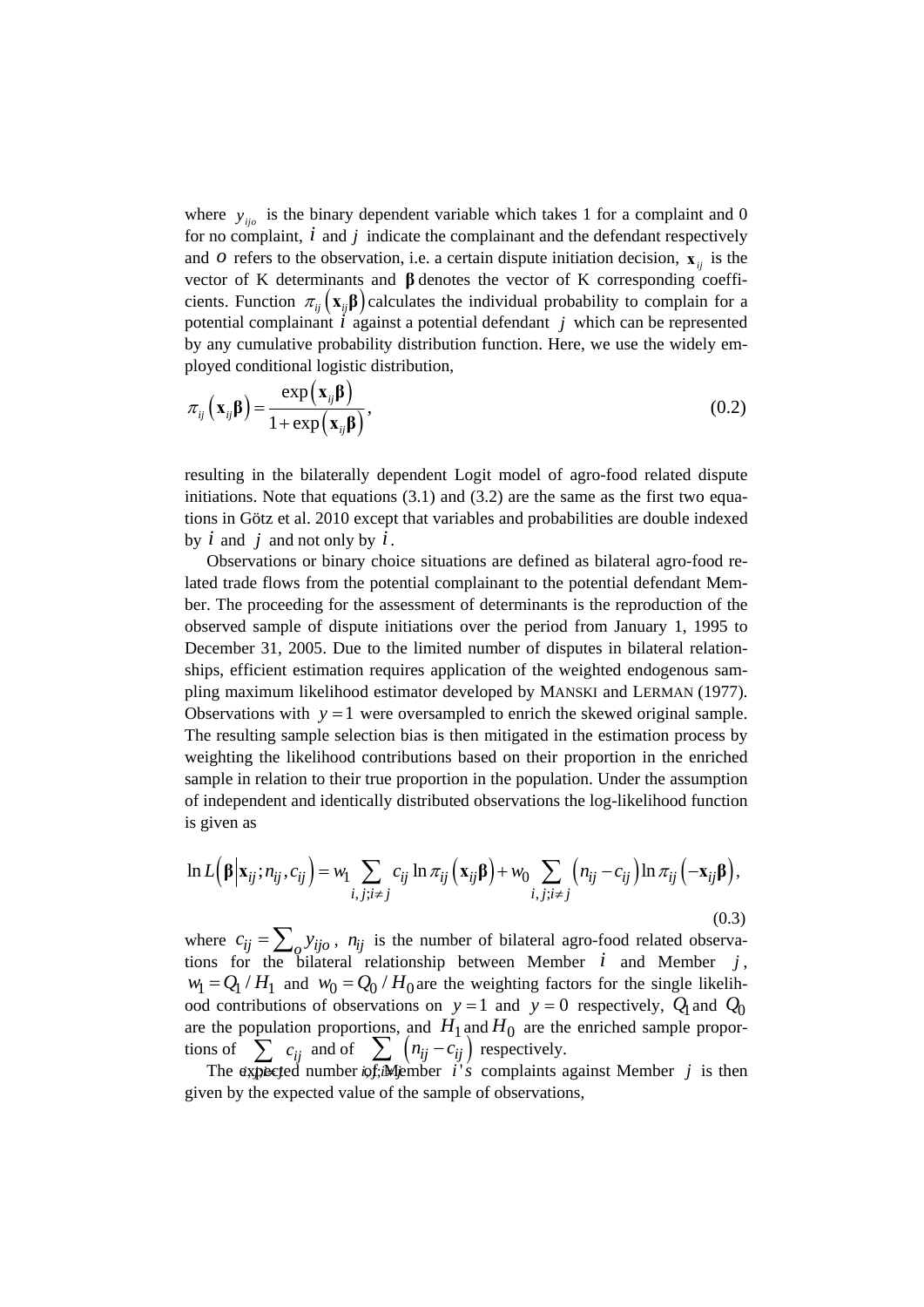where $y_{ijo}$ is the binary dependent variable which takes 1 for a complaint and 0 for no complaint, $i$ and $j$ indicate the complainant and the defendant respectively and $o$ refers to the observation, i.e. a certain dispute initiation decision, $\mathbf{x}_{ij}$ is the vector of K determinants and $\boldsymbol{\beta}$ denotes the vector of K corresponding coefficients. Function $\pi_{ij}\left(\mathbf{x}_{ij}\boldsymbol{\beta}\right)$ calculates the individual probability to complain for a potential complainant $i$ against a potential defendant $j$ which can be represented by any cumulative probability distribution function. Here, we use the widely employed conditional logistic distribution,

$$\pi_{ij}\left(\mathbf{x}_{ij}\boldsymbol{\beta}\right) = \frac{\exp\left(\mathbf{x}_{ij}\boldsymbol{\beta}\right)}{1+\exp\left(\mathbf{x}_{ij}\boldsymbol{\beta}\right)}, \tag{0.2}$$

resulting in the bilaterally dependent Logit model of agro-food related dispute initiations. Note that equations (3.1) and (3.2) are the same as the first two equations in Götz et al. 2010 except that variables and probabilities are double indexed by $i$ and $j$ and not only by $i$.

Observations or binary choice situations are defined as bilateral agro-food related trade flows from the potential complainant to the potential defendant Member. The proceeding for the assessment of determinants is the reproduction of the observed sample of dispute initiations over the period from January 1, 1995 to December 31, 2005. Due to the limited number of disputes in bilateral relationships, efficient estimation requires application of the weighted endogenous sampling maximum likelihood estimator developed by MANSKI and LERMAN (1977). Observations with $y=1$ were oversampled to enrich the skewed original sample. The resulting sample selection bias is then mitigated in the estimation process by weighting the likelihood contributions based on their proportion in the enriched sample in relation to their true proportion in the population. Under the assumption of independent and identically distributed observations the log-likelihood function is given as

$$\ln L\left(\boldsymbol{\beta}\middle|\mathbf{x}_{ij};n_{ij},c_{ij}\right) = w_1 \sum_{i,j;i\neq j} c_{ij} \ln \pi_{ij}\left(\mathbf{x}_{ij}\boldsymbol{\beta}\right) + w_0 \sum_{i,j;i\neq j} \left(n_{ij}-c_{ij}\right) \ln \pi_{ij}\left(-\mathbf{x}_{ij}\boldsymbol{\beta}\right), \tag{0.3}$$

where $c_{ij} = \sum_o y_{ijo}$, $n_{ij}$ is the number of bilateral agro-food related observations for the bilateral relationship between Member $i$ and Member $j$, $w_1 = Q_1 / H_1$ and $w_0 = Q_0 / H_0$ are the weighting factors for the single likelihood contributions of observations on $y=1$ and $y=0$ respectively, $Q_1$ and $Q_0$ are the population proportions, and $H_1$ and $H_0$ are the enriched sample proportions of $\sum_{i,j;i\neq j} c_{ij}$ and of $\sum_{i,j;i\neq j} \left(n_{ij}-c_{ij}\right)$ respectively.

The expected number of Member $i's$ complaints against Member $j$ is then given by the expected value of the sample of observations,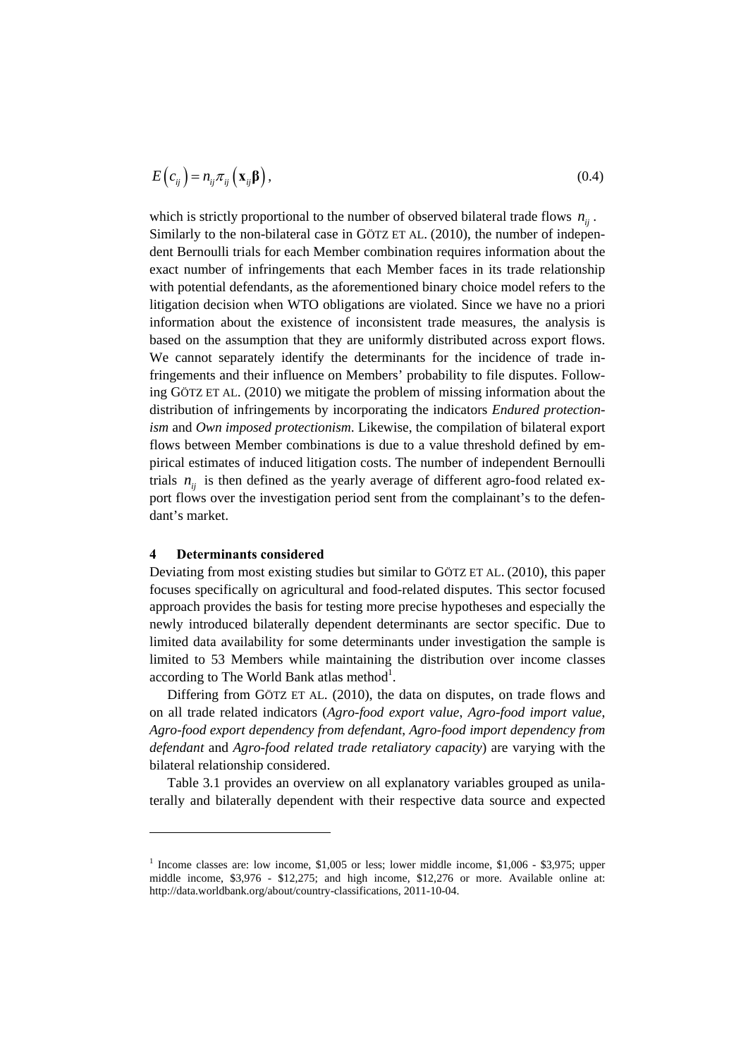$$E\left(c_{ij}\right) = n_{ij}\pi_{ij}\left(\mathbf{x}_{ij}\boldsymbol{\beta}\right), \tag{0.4}$$

which is strictly proportional to the number of observed bilateral trade flows $n_{ij}$. Similarly to the non-bilateral case in GÖTZ ET AL. (2010), the number of independent Bernoulli trials for each Member combination requires information about the exact number of infringements that each Member faces in its trade relationship with potential defendants, as the aforementioned binary choice model refers to the litigation decision when WTO obligations are violated. Since we have no a priori information about the existence of inconsistent trade measures, the analysis is based on the assumption that they are uniformly distributed across export flows. We cannot separately identify the determinants for the incidence of trade infringements and their influence on Members' probability to file disputes. Following GÖTZ ET AL. (2010) we mitigate the problem of missing information about the distribution of infringements by incorporating the indicators *Endured protectionism* and *Own imposed protectionism*. Likewise, the compilation of bilateral export flows between Member combinations is due to a value threshold defined by empirical estimates of induced litigation costs. The number of independent Bernoulli trials $n_{ij}$ is then defined as the yearly average of different agro-food related export flows over the investigation period sent from the complainant's to the defendant's market.

## 4 Determinants considered

Deviating from most existing studies but similar to GÖTZ ET AL. (2010), this paper focuses specifically on agricultural and food-related disputes. This sector focused approach provides the basis for testing more precise hypotheses and especially the newly introduced bilaterally dependent determinants are sector specific. Due to limited data availability for some determinants under investigation the sample is limited to 53 Members while maintaining the distribution over income classes according to The World Bank atlas method[1].

Differing from GÖTZ ET AL. (2010), the data on disputes, on trade flows and on all trade related indicators (*Agro-food export value*, *Agro-food import value*, *Agro-food export dependency from defendant*, *Agro-food import dependency from defendant* and *Agro-food related trade retaliatory capacity*) are varying with the bilateral relationship considered.

Table 3.1 provides an overview on all explanatory variables grouped as unilaterally and bilaterally dependent with their respective data source and expected

---

[1] Income classes are: low income, $1,005 or less; lower middle income, $1,006 - $3,975; upper middle income, $3,976 - $12,275; and high income, $12,276 or more. Available online at: http://data.worldbank.org/about/country-classifications, 2011-10-04.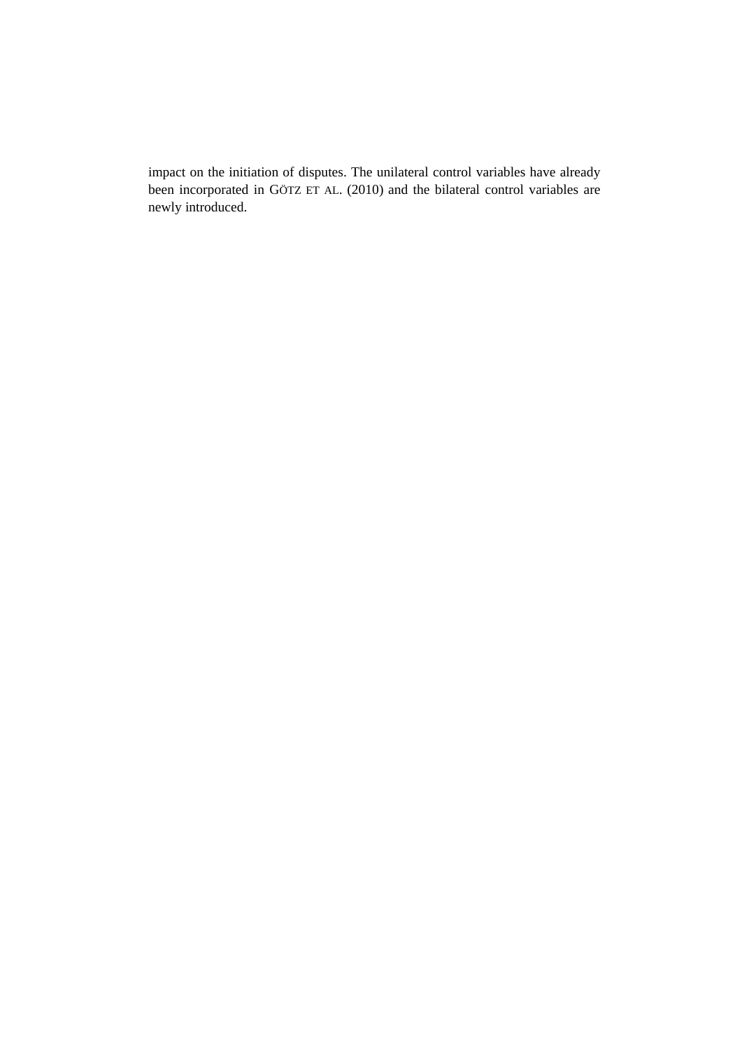impact on the initiation of disputes. The unilateral control variables have already been incorporated in GÖTZ ET AL. (2010) and the bilateral control variables are newly introduced.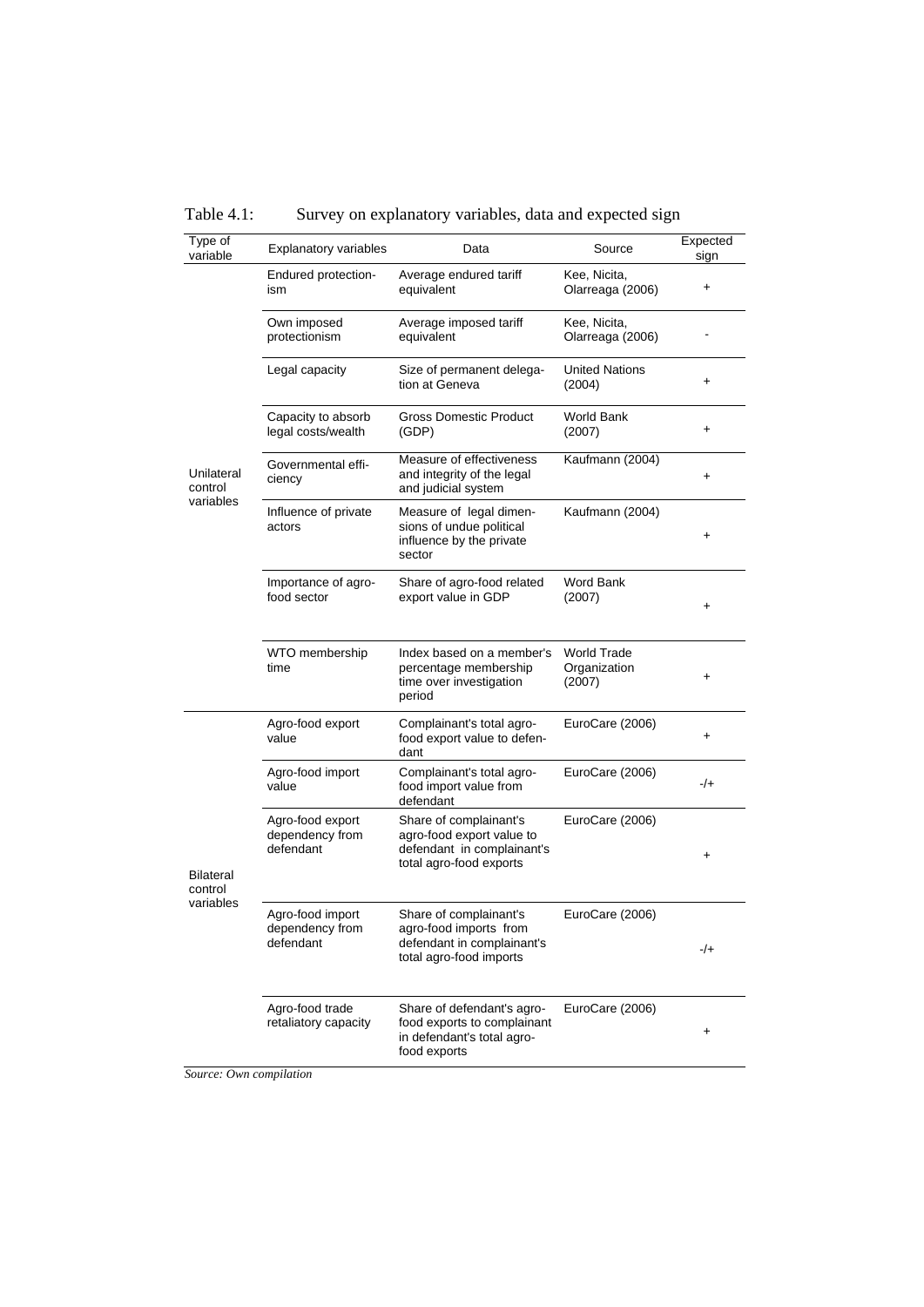Table 4.1: Survey on explanatory variables, data and expected sign

| Type of variable | Explanatory variables | Data | Source | Expected sign |
|---|---|---|---|---|
| Unilateral control variables | Endured protectionism | Average endured tariff equivalent | Kee, Nicita, Olarreaga (2006) | + |
| | Own imposed protectionism | Average imposed tariff equivalent | Kee, Nicita, Olarreaga (2006) | - |
| | Legal capacity | Size of permanent delegation at Geneva | United Nations (2004) | + |
| | Capacity to absorb legal costs/wealth | Gross Domestic Product (GDP) | World Bank (2007) | + |
| | Governmental efficiency | Measure of effectiveness and integrity of the legal and judicial system | Kaufmann (2004) | + |
| | Influence of private actors | Measure of legal dimensions of undue political influence by the private sector | Kaufmann (2004) | + |
| | Importance of agro-food sector | Share of agro-food related export value in GDP | Word Bank (2007) | + |
| | WTO membership time | Index based on a member's percentage membership time over investigation period | World Trade Organization (2007) | + |
| Bilateral control variables | Agro-food export value | Complainant's total agro-food export value to defendant | EuroCare (2006) | + |
| | Agro-food import value | Complainant's total agro-food import value from defendant | EuroCare (2006) | -/+ |
| | Agro-food export dependency from defendant | Share of complainant's agro-food export value to defendant in complainant's total agro-food exports | EuroCare (2006) | + |
| | Agro-food import dependency from defendant | Share of complainant's agro-food imports from defendant in complainant's total agro-food imports | EuroCare (2006) | -/+ |
| | Agro-food trade retaliatory capacity | Share of defendant's agro-food exports to complainant in defendant's total agro-food exports | EuroCare (2006) | + |

*Source: Own compilation*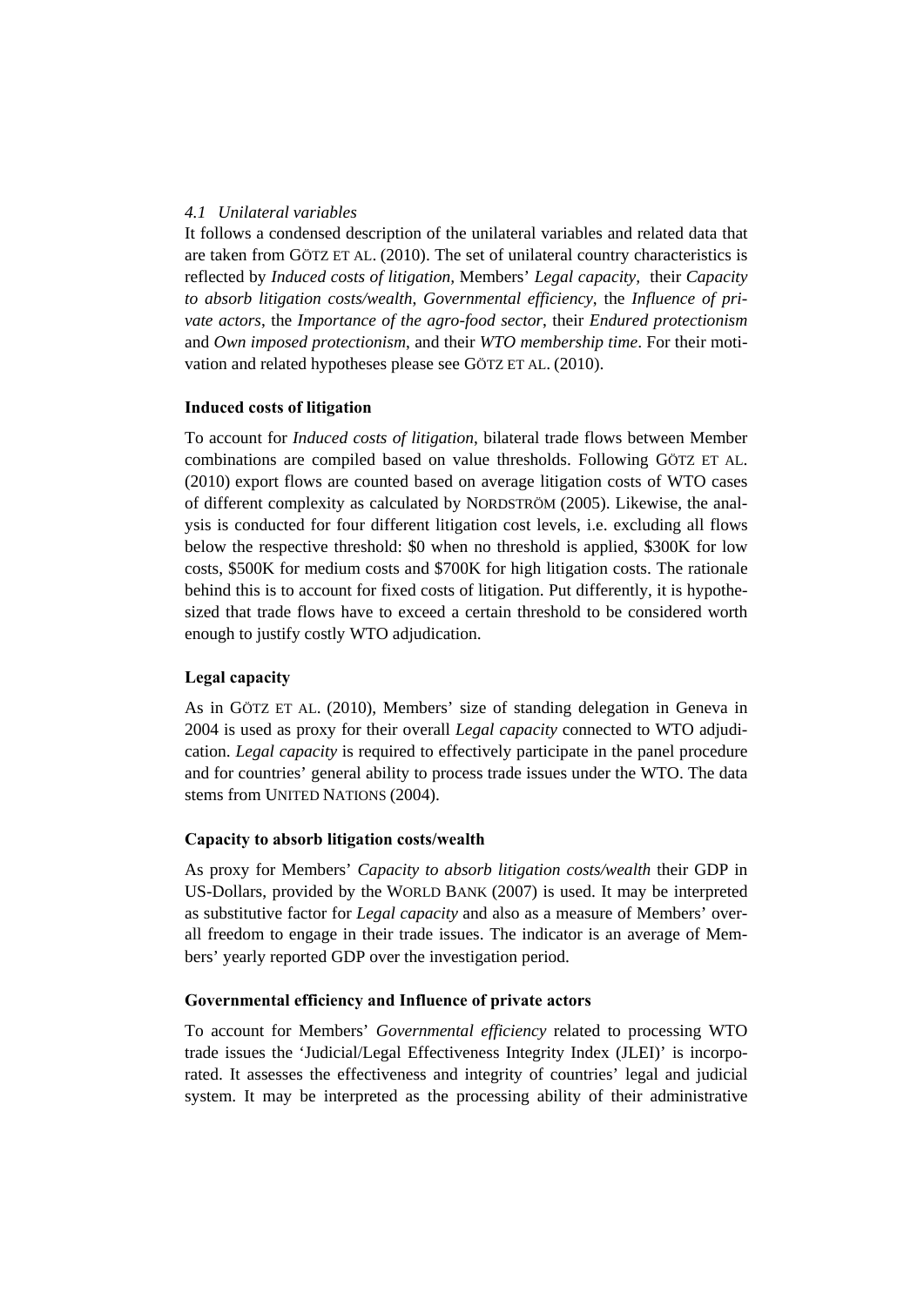### *4.1 Unilateral variables*

It follows a condensed description of the unilateral variables and related data that are taken from GÖTZ ET AL. (2010). The set of unilateral country characteristics is reflected by *Induced costs of litigation*, Members' *Legal capacity*, their *Capacity to absorb litigation costs/wealth*, *Governmental efficiency*, the *Influence of private actors*, the *Importance of the agro-food sector*, their *Endured protectionism* and *Own imposed protectionism*, and their *WTO membership time*. For their motivation and related hypotheses please see GÖTZ ET AL. (2010).

**Induced costs of litigation**

To account for *Induced costs of litigation*, bilateral trade flows between Member combinations are compiled based on value thresholds. Following GÖTZ ET AL. (2010) export flows are counted based on average litigation costs of WTO cases of different complexity as calculated by NORDSTRÖM (2005). Likewise, the analysis is conducted for four different litigation cost levels, i.e. excluding all flows below the respective threshold: $0 when no threshold is applied, $300K for low costs, $500K for medium costs and $700K for high litigation costs. The rationale behind this is to account for fixed costs of litigation. Put differently, it is hypothesized that trade flows have to exceed a certain threshold to be considered worth enough to justify costly WTO adjudication.

**Legal capacity**

As in GÖTZ ET AL. (2010), Members' size of standing delegation in Geneva in 2004 is used as proxy for their overall *Legal capacity* connected to WTO adjudication. *Legal capacity* is required to effectively participate in the panel procedure and for countries' general ability to process trade issues under the WTO. The data stems from UNITED NATIONS (2004).

**Capacity to absorb litigation costs/wealth**

As proxy for Members' *Capacity to absorb litigation costs/wealth* their GDP in US-Dollars, provided by the WORLD BANK (2007) is used. It may be interpreted as substitutive factor for *Legal capacity* and also as a measure of Members' overall freedom to engage in their trade issues. The indicator is an average of Members' yearly reported GDP over the investigation period.

**Governmental efficiency and Influence of private actors**

To account for Members' *Governmental efficiency* related to processing WTO trade issues the 'Judicial/Legal Effectiveness Integrity Index (JLEI)' is incorporated. It assesses the effectiveness and integrity of countries' legal and judicial system. It may be interpreted as the processing ability of their administrative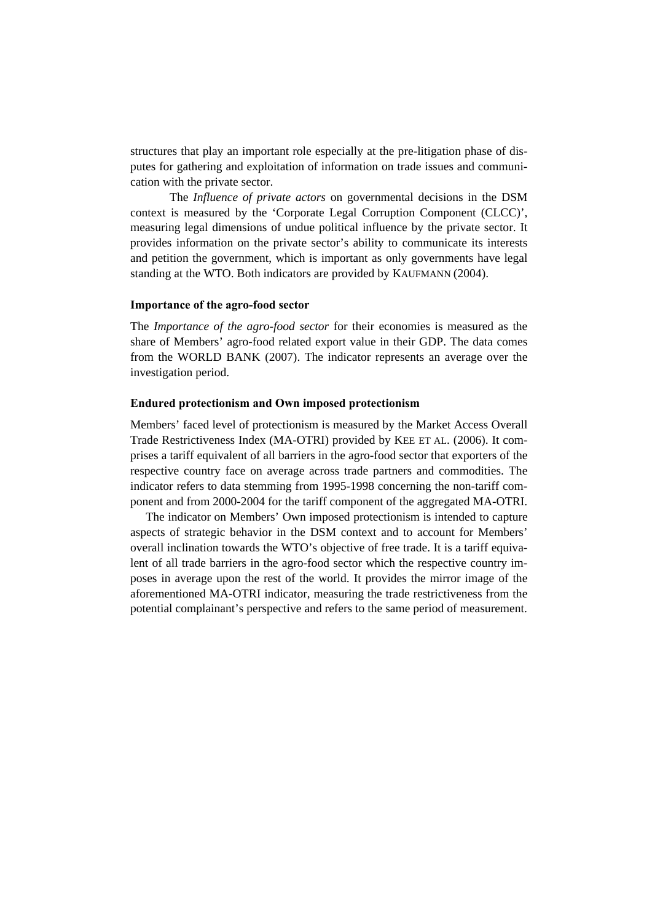structures that play an important role especially at the pre-litigation phase of disputes for gathering and exploitation of information on trade issues and communication with the private sector.

The *Influence of private actors* on governmental decisions in the DSM context is measured by the 'Corporate Legal Corruption Component (CLCC)', measuring legal dimensions of undue political influence by the private sector. It provides information on the private sector's ability to communicate its interests and petition the government, which is important as only governments have legal standing at the WTO. Both indicators are provided by KAUFMANN (2004).

### Importance of the agro-food sector

The *Importance of the agro-food sector* for their economies is measured as the share of Members' agro-food related export value in their GDP. The data comes from the WORLD BANK (2007). The indicator represents an average over the investigation period.

### Endured protectionism and Own imposed protectionism

Members' faced level of protectionism is measured by the Market Access Overall Trade Restrictiveness Index (MA-OTRI) provided by KEE ET AL. (2006). It comprises a tariff equivalent of all barriers in the agro-food sector that exporters of the respective country face on average across trade partners and commodities. The indicator refers to data stemming from 1995-1998 concerning the non-tariff component and from 2000-2004 for the tariff component of the aggregated MA-OTRI.

The indicator on Members' Own imposed protectionism is intended to capture aspects of strategic behavior in the DSM context and to account for Members' overall inclination towards the WTO's objective of free trade. It is a tariff equivalent of all trade barriers in the agro-food sector which the respective country imposes in average upon the rest of the world. It provides the mirror image of the aforementioned MA-OTRI indicator, measuring the trade restrictiveness from the potential complainant's perspective and refers to the same period of measurement.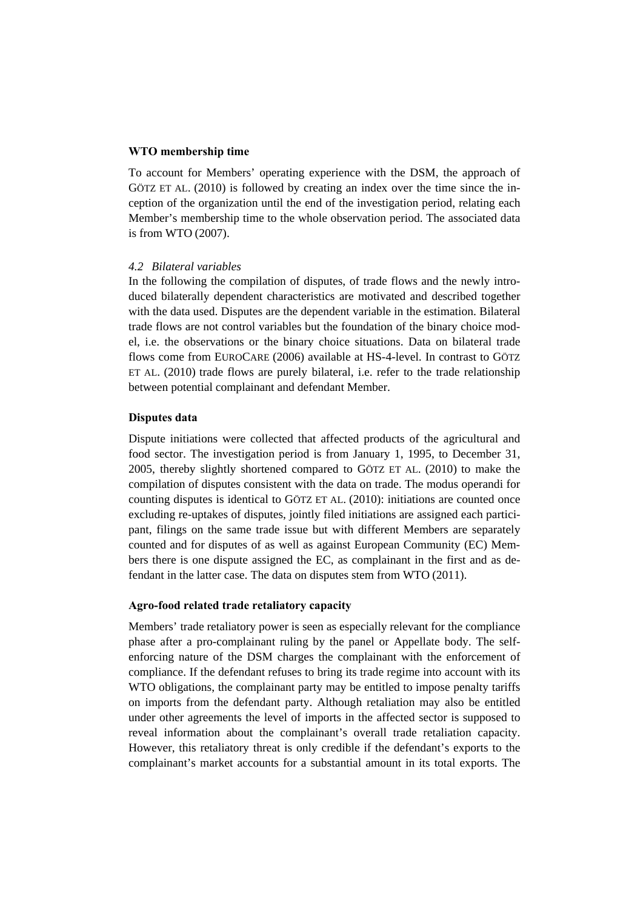**WTO membership time**

To account for Members' operating experience with the DSM, the approach of GÖTZ ET AL. (2010) is followed by creating an index over the time since the inception of the organization until the end of the investigation period, relating each Member's membership time to the whole observation period. The associated data is from WTO (2007).

### 4.2 Bilateral variables

In the following the compilation of disputes, of trade flows and the newly introduced bilaterally dependent characteristics are motivated and described together with the data used. Disputes are the dependent variable in the estimation. Bilateral trade flows are not control variables but the foundation of the binary choice model, i.e. the observations or the binary choice situations. Data on bilateral trade flows come from EUROCARE (2006) available at HS-4-level. In contrast to GÖTZ ET AL. (2010) trade flows are purely bilateral, i.e. refer to the trade relationship between potential complainant and defendant Member.

**Disputes data**

Dispute initiations were collected that affected products of the agricultural and food sector. The investigation period is from January 1, 1995, to December 31, 2005, thereby slightly shortened compared to GÖTZ ET AL. (2010) to make the compilation of disputes consistent with the data on trade. The modus operandi for counting disputes is identical to GÖTZ ET AL. (2010): initiations are counted once excluding re-uptakes of disputes, jointly filed initiations are assigned each participant, filings on the same trade issue but with different Members are separately counted and for disputes of as well as against European Community (EC) Members there is one dispute assigned the EC, as complainant in the first and as defendant in the latter case. The data on disputes stem from WTO (2011).

**Agro-food related trade retaliatory capacity**

Members' trade retaliatory power is seen as especially relevant for the compliance phase after a pro-complainant ruling by the panel or Appellate body. The self-enforcing nature of the DSM charges the complainant with the enforcement of compliance. If the defendant refuses to bring its trade regime into account with its WTO obligations, the complainant party may be entitled to impose penalty tariffs on imports from the defendant party. Although retaliation may also be entitled under other agreements the level of imports in the affected sector is supposed to reveal information about the complainant's overall trade retaliation capacity. However, this retaliatory threat is only credible if the defendant's exports to the complainant's market accounts for a substantial amount in its total exports. The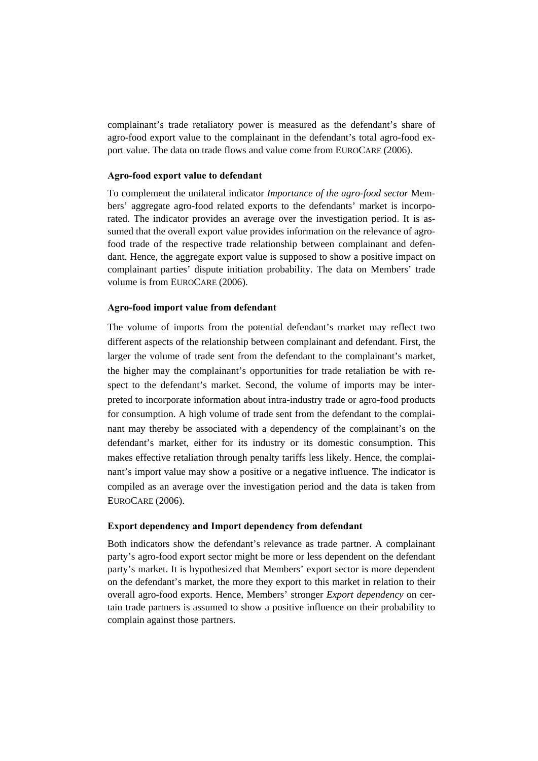complainant's trade retaliatory power is measured as the defendant's share of agro-food export value to the complainant in the defendant's total agro-food export value. The data on trade flows and value come from EUROCARE (2006).

**Agro-food export value to defendant**

To complement the unilateral indicator *Importance of the agro-food sector* Members' aggregate agro-food related exports to the defendants' market is incorporated. The indicator provides an average over the investigation period. It is assumed that the overall export value provides information on the relevance of agro-food trade of the respective trade relationship between complainant and defendant. Hence, the aggregate export value is supposed to show a positive impact on complainant parties' dispute initiation probability. The data on Members' trade volume is from EUROCARE (2006).

**Agro-food import value from defendant**

The volume of imports from the potential defendant's market may reflect two different aspects of the relationship between complainant and defendant. First, the larger the volume of trade sent from the defendant to the complainant's market, the higher may the complainant's opportunities for trade retaliation be with respect to the defendant's market. Second, the volume of imports may be interpreted to incorporate information about intra-industry trade or agro-food products for consumption. A high volume of trade sent from the defendant to the complainant may thereby be associated with a dependency of the complainant's on the defendant's market, either for its industry or its domestic consumption. This makes effective retaliation through penalty tariffs less likely. Hence, the complainant's import value may show a positive or a negative influence. The indicator is compiled as an average over the investigation period and the data is taken from EUROCARE (2006).

**Export dependency and Import dependency from defendant**

Both indicators show the defendant's relevance as trade partner. A complainant party's agro-food export sector might be more or less dependent on the defendant party's market. It is hypothesized that Members' export sector is more dependent on the defendant's market, the more they export to this market in relation to their overall agro-food exports. Hence, Members' stronger *Export dependency* on certain trade partners is assumed to show a positive influence on their probability to complain against those partners.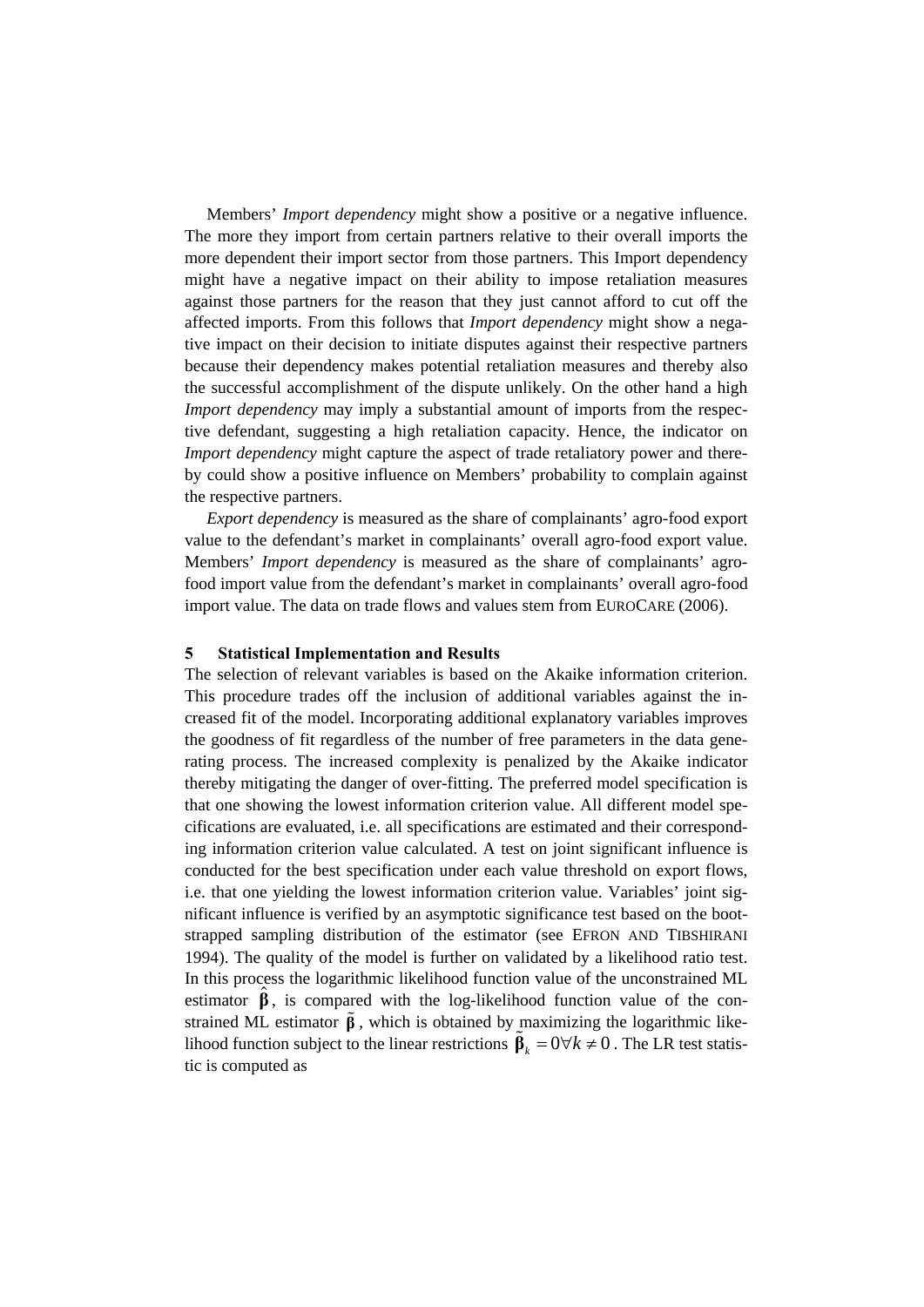Members' *Import dependency* might show a positive or a negative influence. The more they import from certain partners relative to their overall imports the more dependent their import sector from those partners. This Import dependency might have a negative impact on their ability to impose retaliation measures against those partners for the reason that they just cannot afford to cut off the affected imports. From this follows that *Import dependency* might show a negative impact on their decision to initiate disputes against their respective partners because their dependency makes potential retaliation measures and thereby also the successful accomplishment of the dispute unlikely. On the other hand a high *Import dependency* may imply a substantial amount of imports from the respective defendant, suggesting a high retaliation capacity. Hence, the indicator on *Import dependency* might capture the aspect of trade retaliatory power and thereby could show a positive influence on Members' probability to complain against the respective partners.

*Export dependency* is measured as the share of complainants' agro-food export value to the defendant's market in complainants' overall agro-food export value. Members' *Import dependency* is measured as the share of complainants' agro-food import value from the defendant's market in complainants' overall agro-food import value. The data on trade flows and values stem from EUROCARE (2006).

## 5 Statistical Implementation and Results

The selection of relevant variables is based on the Akaike information criterion. This procedure trades off the inclusion of additional variables against the increased fit of the model. Incorporating additional explanatory variables improves the goodness of fit regardless of the number of free parameters in the data generating process. The increased complexity is penalized by the Akaike indicator thereby mitigating the danger of over-fitting. The preferred model specification is that one showing the lowest information criterion value. All different model specifications are evaluated, i.e. all specifications are estimated and their corresponding information criterion value calculated. A test on joint significant influence is conducted for the best specification under each value threshold on export flows, i.e. that one yielding the lowest information criterion value. Variables' joint significant influence is verified by an asymptotic significance test based on the bootstrapped sampling distribution of the estimator (see EFRON AND TIBSHIRANI 1994). The quality of the model is further on validated by a likelihood ratio test. In this process the logarithmic likelihood function value of the unconstrained ML estimator $\hat{\boldsymbol{\beta}}$, is compared with the log-likelihood function value of the constrained ML estimator $\tilde{\boldsymbol{\beta}}$, which is obtained by maximizing the logarithmic likelihood function subject to the linear restrictions $\tilde{\boldsymbol{\beta}}_k = 0 \forall k \neq 0$. The LR test statistic is computed as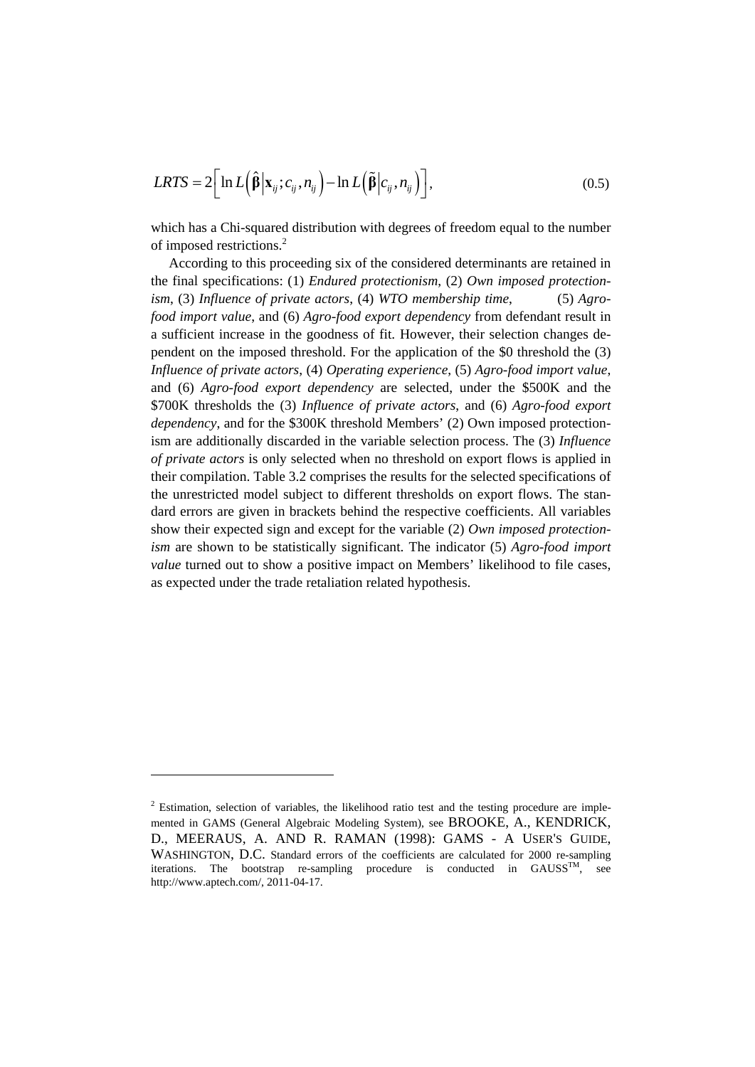$$LRTS = 2\left[ \ln L\left(\hat{\boldsymbol{\beta}} \middle| \mathbf{x}_{ij}; c_{ij}, n_{ij}\right) - \ln L\left(\tilde{\boldsymbol{\beta}} \middle| c_{ij}, n_{ij}\right)\right], \tag{0.5}$$

which has a Chi-squared distribution with degrees of freedom equal to the number of imposed restrictions.[2]

According to this proceeding six of the considered determinants are retained in the final specifications: (1) *Endured protectionism*, (2) *Own imposed protectionism*, (3) *Influence of private actors*, (4) *WTO membership time*, (5) *Agro-food import value*, and (6) *Agro-food export dependency* from defendant result in a sufficient increase in the goodness of fit. However, their selection changes dependent on the imposed threshold. For the application of the \$0 threshold the (3) *Influence of private actors*, (4) *Operating experience*, (5) *Agro-food import value*, and (6) *Agro-food export dependency* are selected, under the \$500K and the \$700K thresholds the (3) *Influence of private actors*, and (6) *Agro-food export dependency*, and for the \$300K threshold Members' (2) Own imposed protectionism are additionally discarded in the variable selection process. The (3) *Influence of private actors* is only selected when no threshold on export flows is applied in their compilation. Table 3.2 comprises the results for the selected specifications of the unrestricted model subject to different thresholds on export flows. The standard errors are given in brackets behind the respective coefficients. All variables show their expected sign and except for the variable (2) *Own imposed protectionism* are shown to be statistically significant. The indicator (5) *Agro-food import value* turned out to show a positive impact on Members' likelihood to file cases, as expected under the trade retaliation related hypothesis.

---

[2] Estimation, selection of variables, the likelihood ratio test and the testing procedure are implemented in GAMS (General Algebraic Modeling System), see BROOKE, A., KENDRICK, D., MEERAUS, A. AND R. RAMAN (1998): GAMS - A USER'S GUIDE, WASHINGTON, D.C. Standard errors of the coefficients are calculated for 2000 re-sampling iterations. The bootstrap re-sampling procedure is conducted in GAUSS™, see http://www.aptech.com/, 2011-04-17.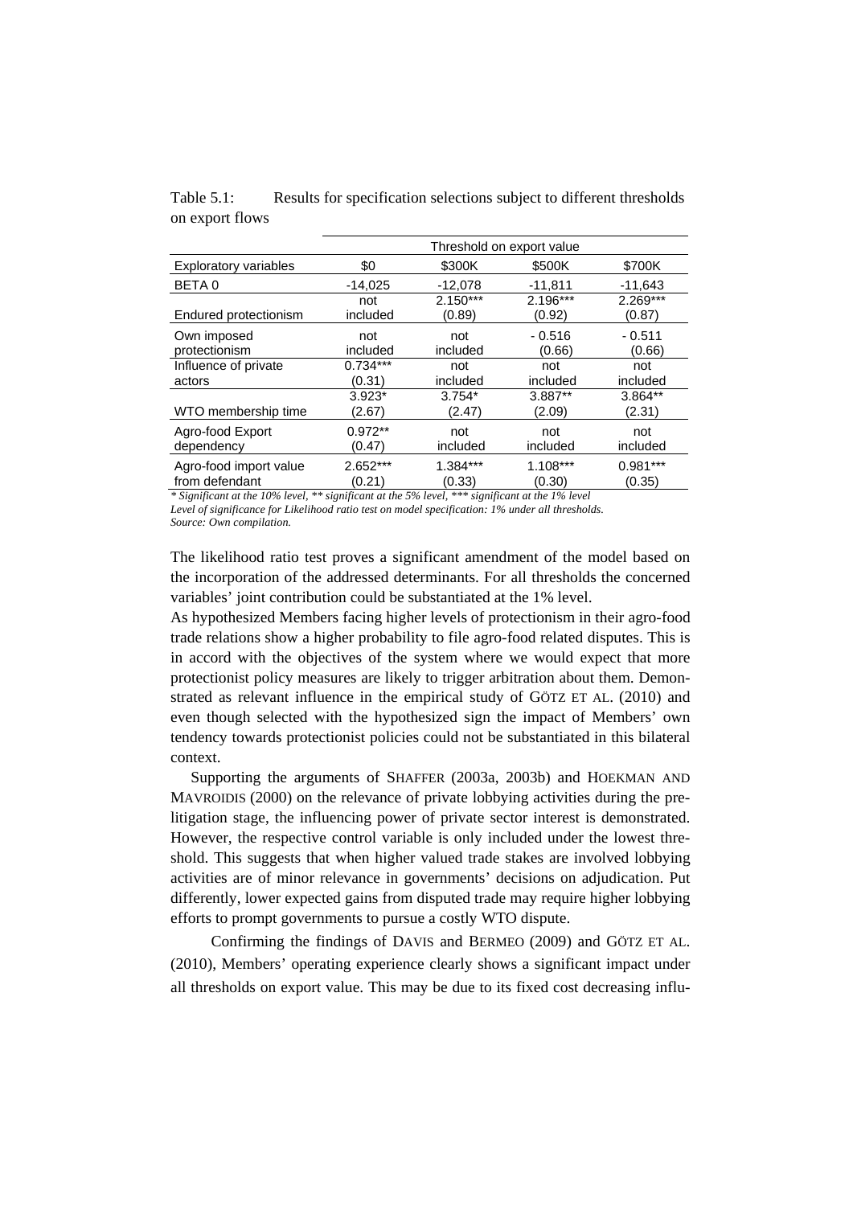Table 5.1: Results for specification selections subject to different thresholds on export flows

| | Threshold on export value | | | |
|---|---|---|---|---|
| Exploratory variables | \$0 | \$300K | \$500K | \$700K |
| BETA 0 | -14,025 | -12,078 | -11,811 | -11,643 |
| Endured protectionism | not included | 2.150*** (0.89) | 2.196*** (0.92) | 2.269*** (0.87) |
| Own imposed protectionism | not included | not included | - 0.516 (0.66) | - 0.511 (0.66) |
| Influence of private actors | 0.734*** (0.31) | not included | not included | not included |
| WTO membership time | 3.923* (2.67) | 3.754* (2.47) | 3.887** (2.09) | 3.864** (2.31) |
| Agro-food Export dependency | 0.972** (0.47) | not included | not included | not included |
| Agro-food import value from defendant | 2.652*** (0.21) | 1.384*** (0.33) | 1.108*** (0.30) | 0.981*** (0.35) |

*\* Significant at the 10% level, \*\* significant at the 5% level, \*\*\* significant at the 1% level*
*Level of significance for Likelihood ratio test on model specification: 1% under all thresholds.*
*Source: Own compilation.*

The likelihood ratio test proves a significant amendment of the model based on the incorporation of the addressed determinants. For all thresholds the concerned variables' joint contribution could be substantiated at the 1% level.

As hypothesized Members facing higher levels of protectionism in their agro-food trade relations show a higher probability to file agro-food related disputes. This is in accord with the objectives of the system where we would expect that more protectionist policy measures are likely to trigger arbitration about them. Demonstrated as relevant influence in the empirical study of GÖTZ ET AL. (2010) and even though selected with the hypothesized sign the impact of Members' own tendency towards protectionist policies could not be substantiated in this bilateral context.

Supporting the arguments of SHAFFER (2003a, 2003b) and HOEKMAN AND MAVROIDIS (2000) on the relevance of private lobbying activities during the pre-litigation stage, the influencing power of private sector interest is demonstrated. However, the respective control variable is only included under the lowest threshold. This suggests that when higher valued trade stakes are involved lobbying activities are of minor relevance in governments' decisions on adjudication. Put differently, lower expected gains from disputed trade may require higher lobbying efforts to prompt governments to pursue a costly WTO dispute.

Confirming the findings of DAVIS and BERMEO (2009) and GÖTZ ET AL. (2010), Members' operating experience clearly shows a significant impact under all thresholds on export value. This may be due to its fixed cost decreasing influ-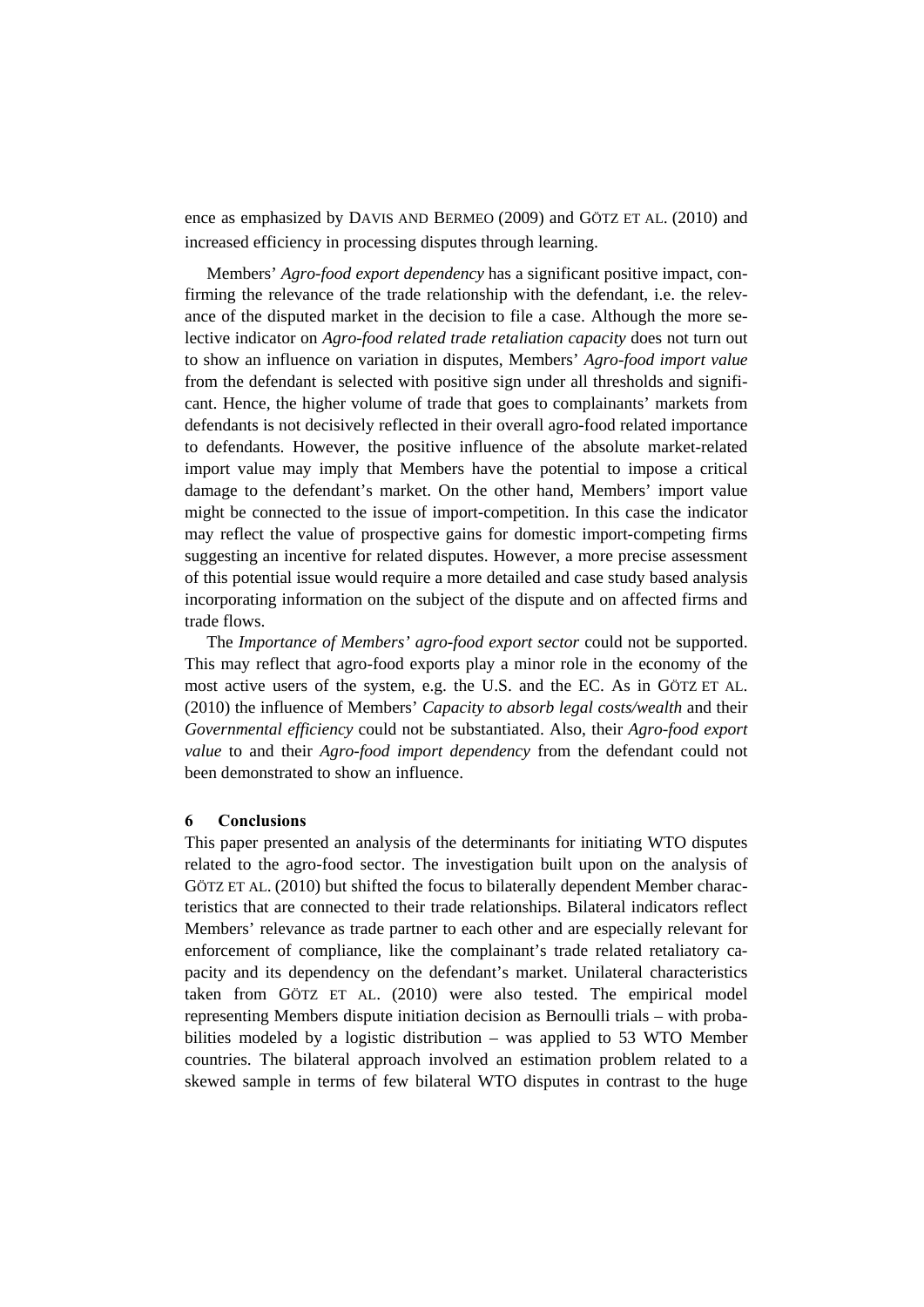ence as emphasized by DAVIS AND BERMEO (2009) and GÖTZ ET AL. (2010) and increased efficiency in processing disputes through learning.

Members' *Agro-food export dependency* has a significant positive impact, confirming the relevance of the trade relationship with the defendant, i.e. the relevance of the disputed market in the decision to file a case. Although the more selective indicator on *Agro-food related trade retaliation capacity* does not turn out to show an influence on variation in disputes, Members' *Agro-food import value* from the defendant is selected with positive sign under all thresholds and significant. Hence, the higher volume of trade that goes to complainants' markets from defendants is not decisively reflected in their overall agro-food related importance to defendants. However, the positive influence of the absolute market-related import value may imply that Members have the potential to impose a critical damage to the defendant's market. On the other hand, Members' import value might be connected to the issue of import-competition. In this case the indicator may reflect the value of prospective gains for domestic import-competing firms suggesting an incentive for related disputes. However, a more precise assessment of this potential issue would require a more detailed and case study based analysis incorporating information on the subject of the dispute and on affected firms and trade flows.

The *Importance of Members' agro-food export sector* could not be supported. This may reflect that agro-food exports play a minor role in the economy of the most active users of the system, e.g. the U.S. and the EC. As in GÖTZ ET AL. (2010) the influence of Members' *Capacity to absorb legal costs/wealth* and their *Governmental efficiency* could not be substantiated. Also, their *Agro-food export value* to and their *Agro-food import dependency* from the defendant could not been demonstrated to show an influence.

## 6 Conclusions

This paper presented an analysis of the determinants for initiating WTO disputes related to the agro-food sector. The investigation built upon on the analysis of GÖTZ ET AL. (2010) but shifted the focus to bilaterally dependent Member characteristics that are connected to their trade relationships. Bilateral indicators reflect Members' relevance as trade partner to each other and are especially relevant for enforcement of compliance, like the complainant's trade related retaliatory capacity and its dependency on the defendant's market. Unilateral characteristics taken from GÖTZ ET AL. (2010) were also tested. The empirical model representing Members dispute initiation decision as Bernoulli trials – with probabilities modeled by a logistic distribution – was applied to 53 WTO Member countries. The bilateral approach involved an estimation problem related to a skewed sample in terms of few bilateral WTO disputes in contrast to the huge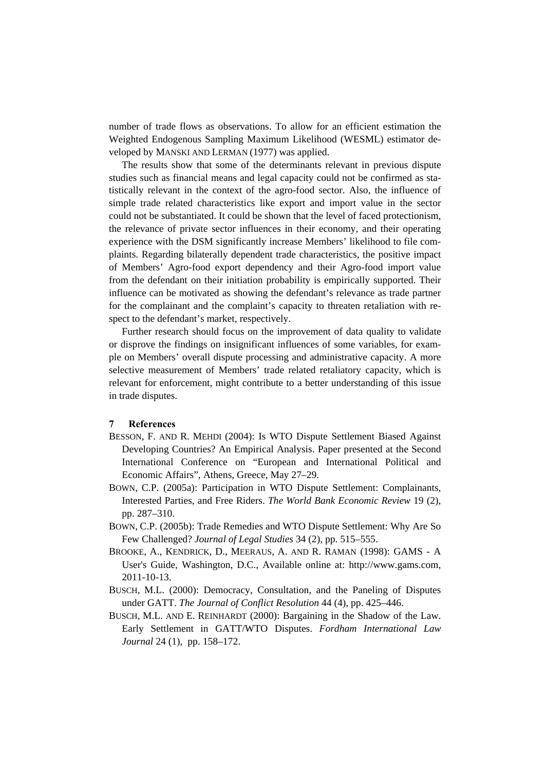number of trade flows as observations. To allow for an efficient estimation the Weighted Endogenous Sampling Maximum Likelihood (WESML) estimator developed by MANSKI AND LERMAN (1977) was applied.

The results show that some of the determinants relevant in previous dispute studies such as financial means and legal capacity could not be confirmed as statistically relevant in the context of the agro-food sector. Also, the influence of simple trade related characteristics like export and import value in the sector could not be substantiated. It could be shown that the level of faced protectionism, the relevance of private sector influences in their economy, and their operating experience with the DSM significantly increase Members' likelihood to file complaints. Regarding bilaterally dependent trade characteristics, the positive impact of Members' Agro-food export dependency and their Agro-food import value from the defendant on their initiation probability is empirically supported. Their influence can be motivated as showing the defendant's relevance as trade partner for the complainant and the complaint's capacity to threaten retaliation with respect to the defendant's market, respectively.

Further research should focus on the improvement of data quality to validate or disprove the findings on insignificant influences of some variables, for example on Members' overall dispute processing and administrative capacity. A more selective measurement of Members' trade related retaliatory capacity, which is relevant for enforcement, might contribute to a better understanding of this issue in trade disputes.

## 7 References

BESSON, F. AND R. MEHDI (2004): Is WTO Dispute Settlement Biased Against Developing Countries? An Empirical Analysis. Paper presented at the Second International Conference on "European and International Political and Economic Affairs", Athens, Greece, May 27–29.

BOWN, C.P. (2005a): Participation in WTO Dispute Settlement: Complainants, Interested Parties, and Free Riders. *The World Bank Economic Review* 19 (2), pp. 287–310.

BOWN, C.P. (2005b): Trade Remedies and WTO Dispute Settlement: Why Are So Few Challenged? *Journal of Legal Studies* 34 (2), pp. 515–555.

BROOKE, A., KENDRICK, D., MEERAUS, A. AND R. RAMAN (1998): GAMS - A User's Guide, Washington, D.C., Available online at: http://www.gams.com, 2011-10-13.

BUSCH, M.L. (2000): Democracy, Consultation, and the Paneling of Disputes under GATT. *The Journal of Conflict Resolution* 44 (4), pp. 425–446.

BUSCH, M.L. AND E. REINHARDT (2000): Bargaining in the Shadow of the Law. Early Settlement in GATT/WTO Disputes. *Fordham International Law Journal* 24 (1), pp. 158–172.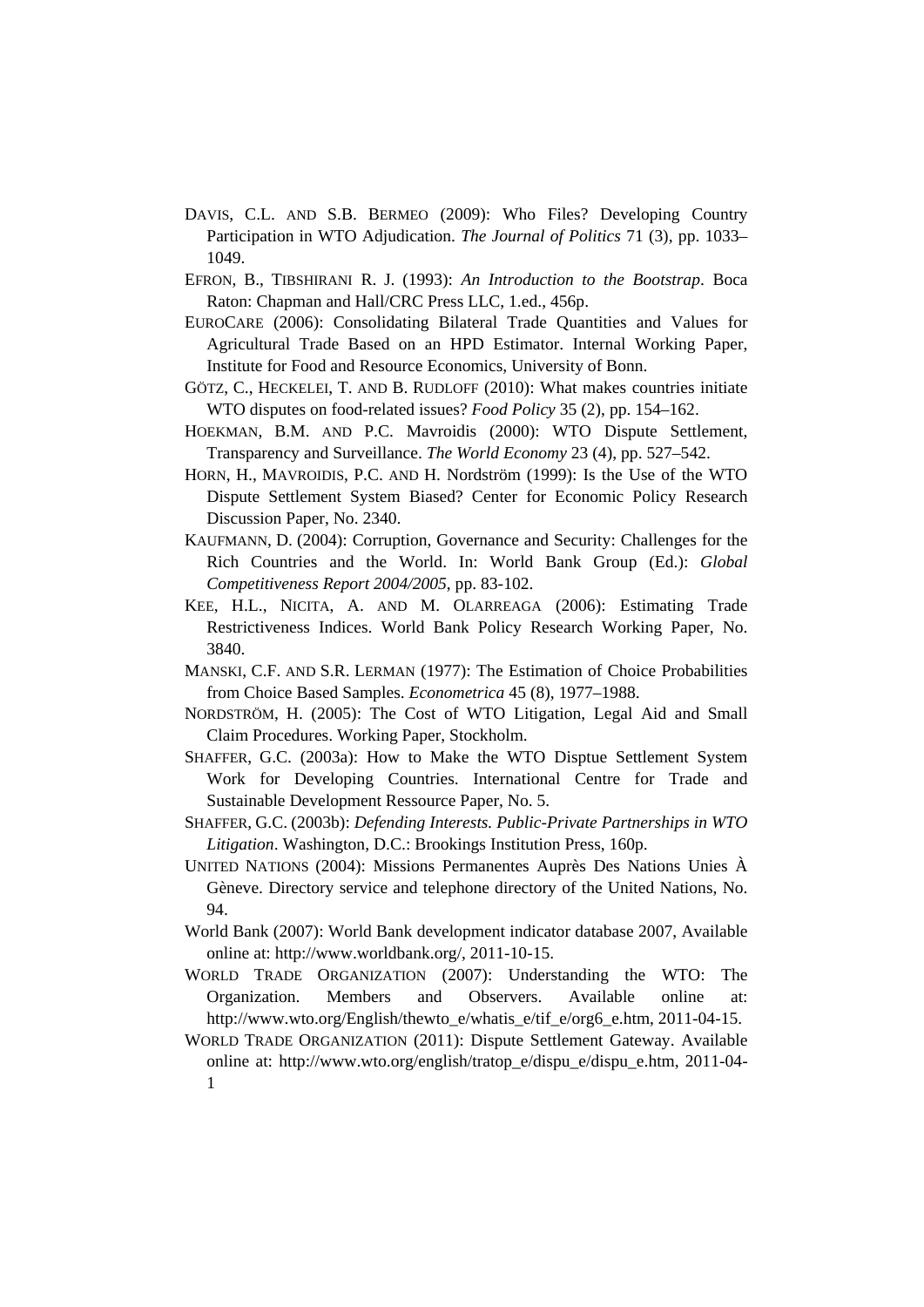DAVIS, C.L. AND S.B. BERMEO (2009): Who Files? Developing Country Participation in WTO Adjudication. *The Journal of Politics* 71 (3), pp. 1033–1049.

EFRON, B., TIBSHIRANI R. J. (1993): *An Introduction to the Bootstrap*. Boca Raton: Chapman and Hall/CRC Press LLC, 1.ed., 456p.

EUROCARE (2006): Consolidating Bilateral Trade Quantities and Values for Agricultural Trade Based on an HPD Estimator. Internal Working Paper, Institute for Food and Resource Economics, University of Bonn.

GÖTZ, C., HECKELEI, T. AND B. RUDLOFF (2010): What makes countries initiate WTO disputes on food-related issues? *Food Policy* 35 (2), pp. 154–162.

HOEKMAN, B.M. AND P.C. Mavroidis (2000): WTO Dispute Settlement, Transparency and Surveillance. *The World Economy* 23 (4), pp. 527–542.

HORN, H., MAVROIDIS, P.C. AND H. Nordström (1999): Is the Use of the WTO Dispute Settlement System Biased? Center for Economic Policy Research Discussion Paper, No. 2340.

KAUFMANN, D. (2004): Corruption, Governance and Security: Challenges for the Rich Countries and the World. In: World Bank Group (Ed.): *Global Competitiveness Report 2004/2005*, pp. 83-102.

KEE, H.L., NICITA, A. AND M. OLARREAGA (2006): Estimating Trade Restrictiveness Indices. World Bank Policy Research Working Paper, No. 3840.

MANSKI, C.F. AND S.R. LERMAN (1977): The Estimation of Choice Probabilities from Choice Based Samples. *Econometrica* 45 (8), 1977–1988.

NORDSTRÖM, H. (2005): The Cost of WTO Litigation, Legal Aid and Small Claim Procedures. Working Paper, Stockholm.

SHAFFER, G.C. (2003a): How to Make the WTO Disptue Settlement System Work for Developing Countries. International Centre for Trade and Sustainable Development Ressource Paper, No. 5.

SHAFFER, G.C. (2003b): *Defending Interests. Public-Private Partnerships in WTO Litigation*. Washington, D.C.: Brookings Institution Press, 160p.

UNITED NATIONS (2004): Missions Permanentes Auprès Des Nations Unies À Gèneve. Directory service and telephone directory of the United Nations, No. 94.

World Bank (2007): World Bank development indicator database 2007, Available online at: http://www.worldbank.org/, 2011-10-15.

WORLD TRADE ORGANIZATION (2007): Understanding the WTO: The Organization. Members and Observers. Available online at: http://www.wto.org/English/thewto_e/whatis_e/tif_e/org6_e.htm, 2011-04-15.

WORLD TRADE ORGANIZATION (2011): Dispute Settlement Gateway. Available online at: http://www.wto.org/english/tratop_e/dispu_e/dispu_e.htm, 2011-04-1